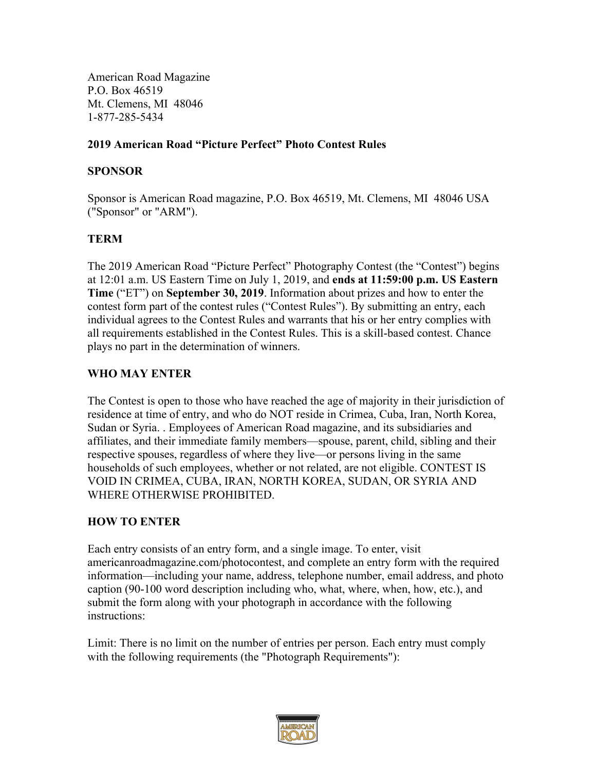American Road Magazine
P.O. Box 46519
Mt. Clemens, MI 48046
1-877-285-5434

**2019 American Road "Picture Perfect" Photo Contest Rules**

**SPONSOR**

Sponsor is American Road magazine, P.O. Box 46519, Mt. Clemens, MI 48046 USA ("Sponsor" or "ARM").

**TERM**

The 2019 American Road "Picture Perfect" Photography Contest (the "Contest") begins at 12:01 a.m. US Eastern Time on July 1, 2019, and **ends at 11:59:00 p.m. US Eastern Time** ("ET") on **September 30, 2019**. Information about prizes and how to enter the contest form part of the contest rules ("Contest Rules"). By submitting an entry, each individual agrees to the Contest Rules and warrants that his or her entry complies with all requirements established in the Contest Rules. This is a skill-based contest. Chance plays no part in the determination of winners.

**WHO MAY ENTER**

The Contest is open to those who have reached the age of majority in their jurisdiction of residence at time of entry, and who do NOT reside in Crimea, Cuba, Iran, North Korea, Sudan or Syria. . Employees of American Road magazine, and its subsidiaries and affiliates, and their immediate family members—spouse, parent, child, sibling and their respective spouses, regardless of where they live—or persons living in the same households of such employees, whether or not related, are not eligible. CONTEST IS VOID IN CRIMEA, CUBA, IRAN, NORTH KOREA, SUDAN, OR SYRIA AND WHERE OTHERWISE PROHIBITED.

**HOW TO ENTER**

Each entry consists of an entry form, and a single image. To enter, visit americanroadmagazine.com/photocontest, and complete an entry form with the required information—including your name, address, telephone number, email address, and photo caption (90-100 word description including who, what, where, when, how, etc.), and submit the form along with your photograph in accordance with the following instructions:

Limit: There is no limit on the number of entries per person. Each entry must comply with the following requirements (the "Photograph Requirements"):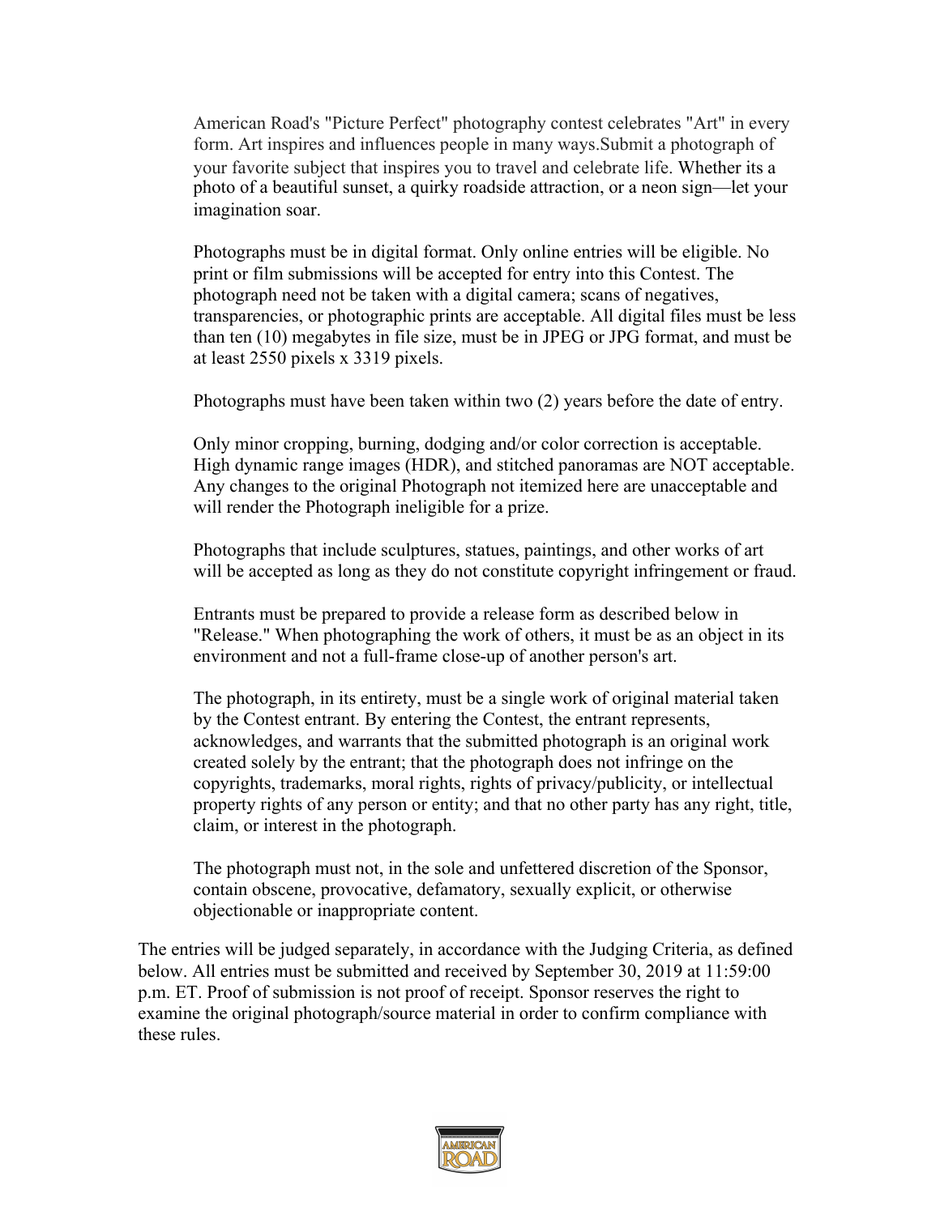American Road's "Picture Perfect" photography contest celebrates "Art" in every form. Art inspires and influences people in many ways.Submit a photograph of your favorite subject that inspires you to travel and celebrate life. Whether its a photo of a beautiful sunset, a quirky roadside attraction, or a neon sign—let your imagination soar.

Photographs must be in digital format. Only online entries will be eligible. No print or film submissions will be accepted for entry into this Contest. The photograph need not be taken with a digital camera; scans of negatives, transparencies, or photographic prints are acceptable. All digital files must be less than ten (10) megabytes in file size, must be in JPEG or JPG format, and must be at least 2550 pixels x 3319 pixels.

Photographs must have been taken within two (2) years before the date of entry.

Only minor cropping, burning, dodging and/or color correction is acceptable. High dynamic range images (HDR), and stitched panoramas are NOT acceptable. Any changes to the original Photograph not itemized here are unacceptable and will render the Photograph ineligible for a prize.

Photographs that include sculptures, statues, paintings, and other works of art will be accepted as long as they do not constitute copyright infringement or fraud.

Entrants must be prepared to provide a release form as described below in "Release." When photographing the work of others, it must be as an object in its environment and not a full-frame close-up of another person's art.

The photograph, in its entirety, must be a single work of original material taken by the Contest entrant. By entering the Contest, the entrant represents, acknowledges, and warrants that the submitted photograph is an original work created solely by the entrant; that the photograph does not infringe on the copyrights, trademarks, moral rights, rights of privacy/publicity, or intellectual property rights of any person or entity; and that no other party has any right, title, claim, or interest in the photograph.

The photograph must not, in the sole and unfettered discretion of the Sponsor, contain obscene, provocative, defamatory, sexually explicit, or otherwise objectionable or inappropriate content.

The entries will be judged separately, in accordance with the Judging Criteria, as defined below. All entries must be submitted and received by September 30, 2019 at 11:59:00 p.m. ET. Proof of submission is not proof of receipt. Sponsor reserves the right to examine the original photograph/source material in order to confirm compliance with these rules.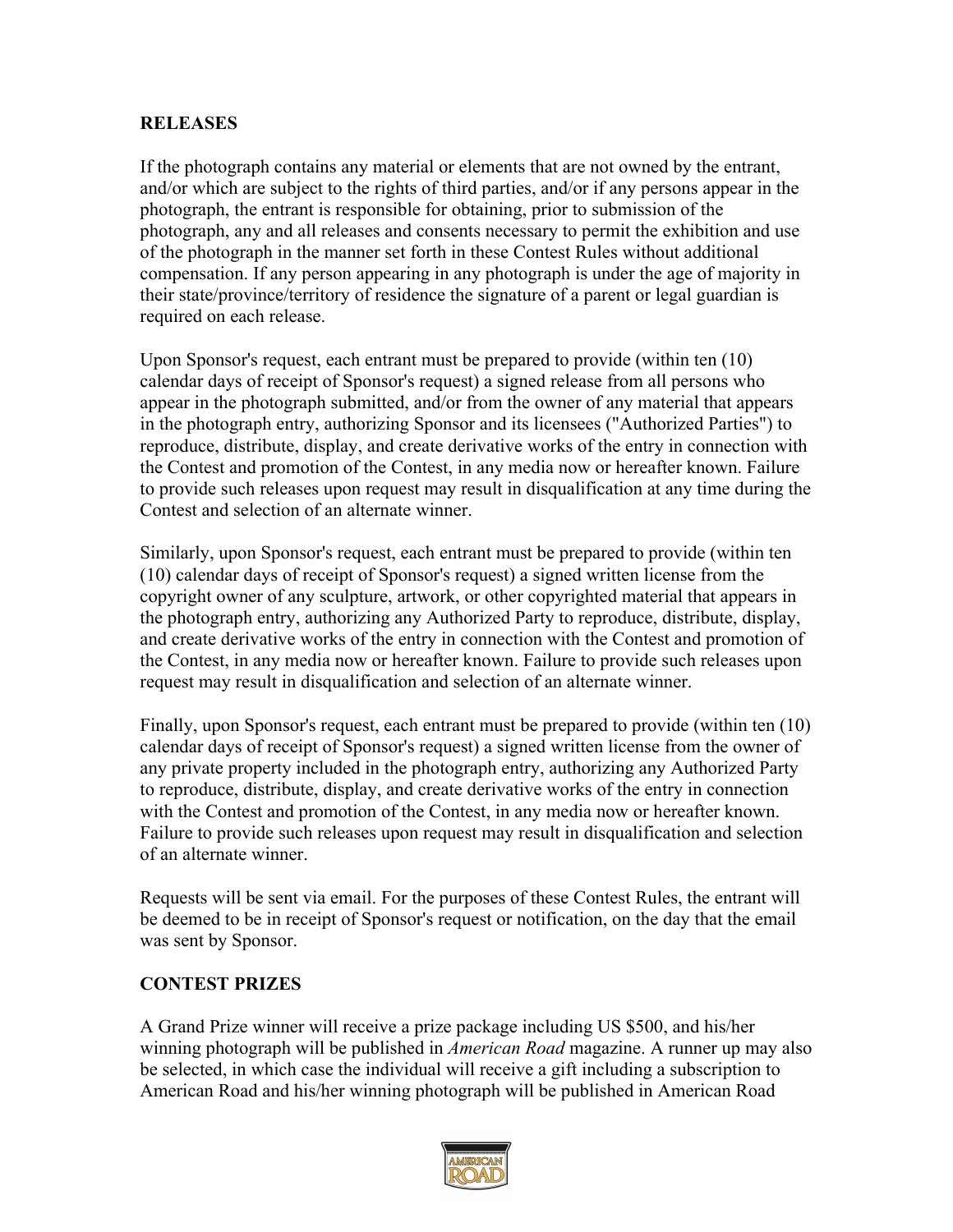## RELEASES

If the photograph contains any material or elements that are not owned by the entrant, and/or which are subject to the rights of third parties, and/or if any persons appear in the photograph, the entrant is responsible for obtaining, prior to submission of the photograph, any and all releases and consents necessary to permit the exhibition and use of the photograph in the manner set forth in these Contest Rules without additional compensation. If any person appearing in any photograph is under the age of majority in their state/province/territory of residence the signature of a parent or legal guardian is required on each release.

Upon Sponsor's request, each entrant must be prepared to provide (within ten (10) calendar days of receipt of Sponsor's request) a signed release from all persons who appear in the photograph submitted, and/or from the owner of any material that appears in the photograph entry, authorizing Sponsor and its licensees ("Authorized Parties") to reproduce, distribute, display, and create derivative works of the entry in connection with the Contest and promotion of the Contest, in any media now or hereafter known. Failure to provide such releases upon request may result in disqualification at any time during the Contest and selection of an alternate winner.

Similarly, upon Sponsor's request, each entrant must be prepared to provide (within ten (10) calendar days of receipt of Sponsor's request) a signed written license from the copyright owner of any sculpture, artwork, or other copyrighted material that appears in the photograph entry, authorizing any Authorized Party to reproduce, distribute, display, and create derivative works of the entry in connection with the Contest and promotion of the Contest, in any media now or hereafter known. Failure to provide such releases upon request may result in disqualification and selection of an alternate winner.

Finally, upon Sponsor's request, each entrant must be prepared to provide (within ten (10) calendar days of receipt of Sponsor's request) a signed written license from the owner of any private property included in the photograph entry, authorizing any Authorized Party to reproduce, distribute, display, and create derivative works of the entry in connection with the Contest and promotion of the Contest, in any media now or hereafter known. Failure to provide such releases upon request may result in disqualification and selection of an alternate winner.

Requests will be sent via email. For the purposes of these Contest Rules, the entrant will be deemed to be in receipt of Sponsor's request or notification, on the day that the email was sent by Sponsor.

## CONTEST PRIZES

A Grand Prize winner will receive a prize package including US $500, and his/her winning photograph will be published in *American Road* magazine. A runner up may also be selected, in which case the individual will receive a gift including a subscription to American Road and his/her winning photograph will be published in American Road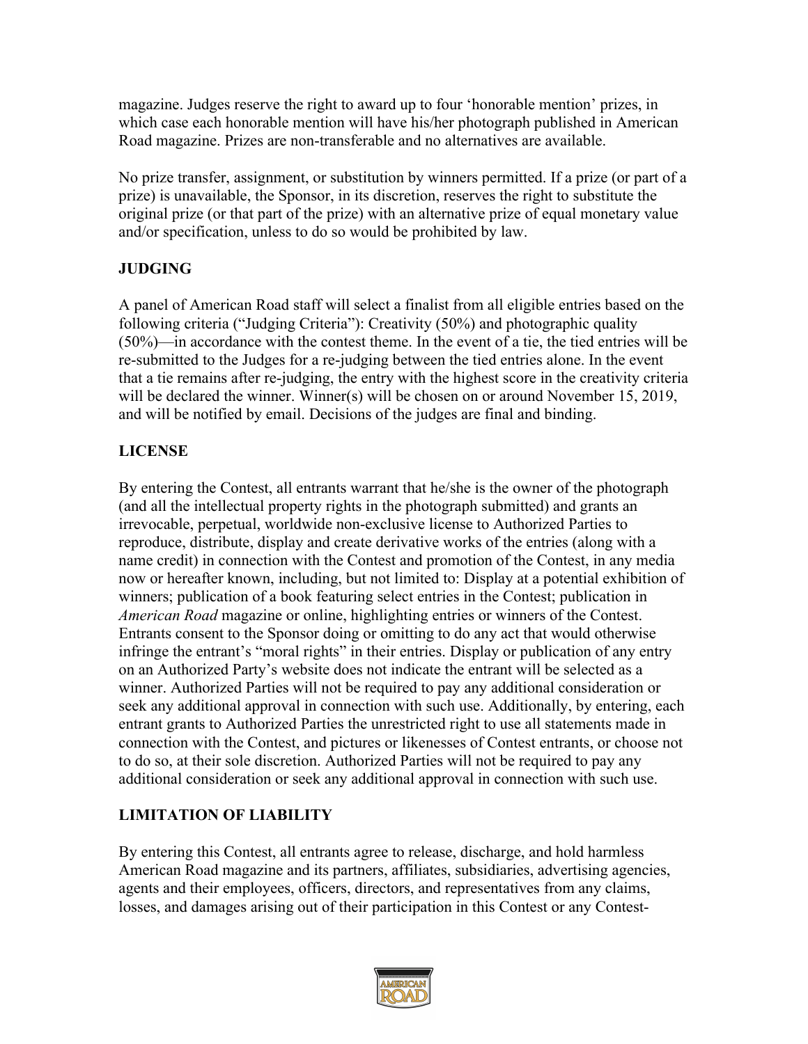magazine. Judges reserve the right to award up to four 'honorable mention' prizes, in which case each honorable mention will have his/her photograph published in American Road magazine. Prizes are non-transferable and no alternatives are available.

No prize transfer, assignment, or substitution by winners permitted. If a prize (or part of a prize) is unavailable, the Sponsor, in its discretion, reserves the right to substitute the original prize (or that part of the prize) with an alternative prize of equal monetary value and/or specification, unless to do so would be prohibited by law.

## JUDGING

A panel of American Road staff will select a finalist from all eligible entries based on the following criteria ("Judging Criteria"): Creativity (50%) and photographic quality (50%)—in accordance with the contest theme. In the event of a tie, the tied entries will be re-submitted to the Judges for a re-judging between the tied entries alone. In the event that a tie remains after re-judging, the entry with the highest score in the creativity criteria will be declared the winner. Winner(s) will be chosen on or around November 15, 2019, and will be notified by email. Decisions of the judges are final and binding.

## LICENSE

By entering the Contest, all entrants warrant that he/she is the owner of the photograph (and all the intellectual property rights in the photograph submitted) and grants an irrevocable, perpetual, worldwide non-exclusive license to Authorized Parties to reproduce, distribute, display and create derivative works of the entries (along with a name credit) in connection with the Contest and promotion of the Contest, in any media now or hereafter known, including, but not limited to: Display at a potential exhibition of winners; publication of a book featuring select entries in the Contest; publication in *American Road* magazine or online, highlighting entries or winners of the Contest. Entrants consent to the Sponsor doing or omitting to do any act that would otherwise infringe the entrant's "moral rights" in their entries. Display or publication of any entry on an Authorized Party's website does not indicate the entrant will be selected as a winner. Authorized Parties will not be required to pay any additional consideration or seek any additional approval in connection with such use. Additionally, by entering, each entrant grants to Authorized Parties the unrestricted right to use all statements made in connection with the Contest, and pictures or likenesses of Contest entrants, or choose not to do so, at their sole discretion. Authorized Parties will not be required to pay any additional consideration or seek any additional approval in connection with such use.

## LIMITATION OF LIABILITY

By entering this Contest, all entrants agree to release, discharge, and hold harmless American Road magazine and its partners, affiliates, subsidiaries, advertising agencies, agents and their employees, officers, directors, and representatives from any claims, losses, and damages arising out of their participation in this Contest or any Contest-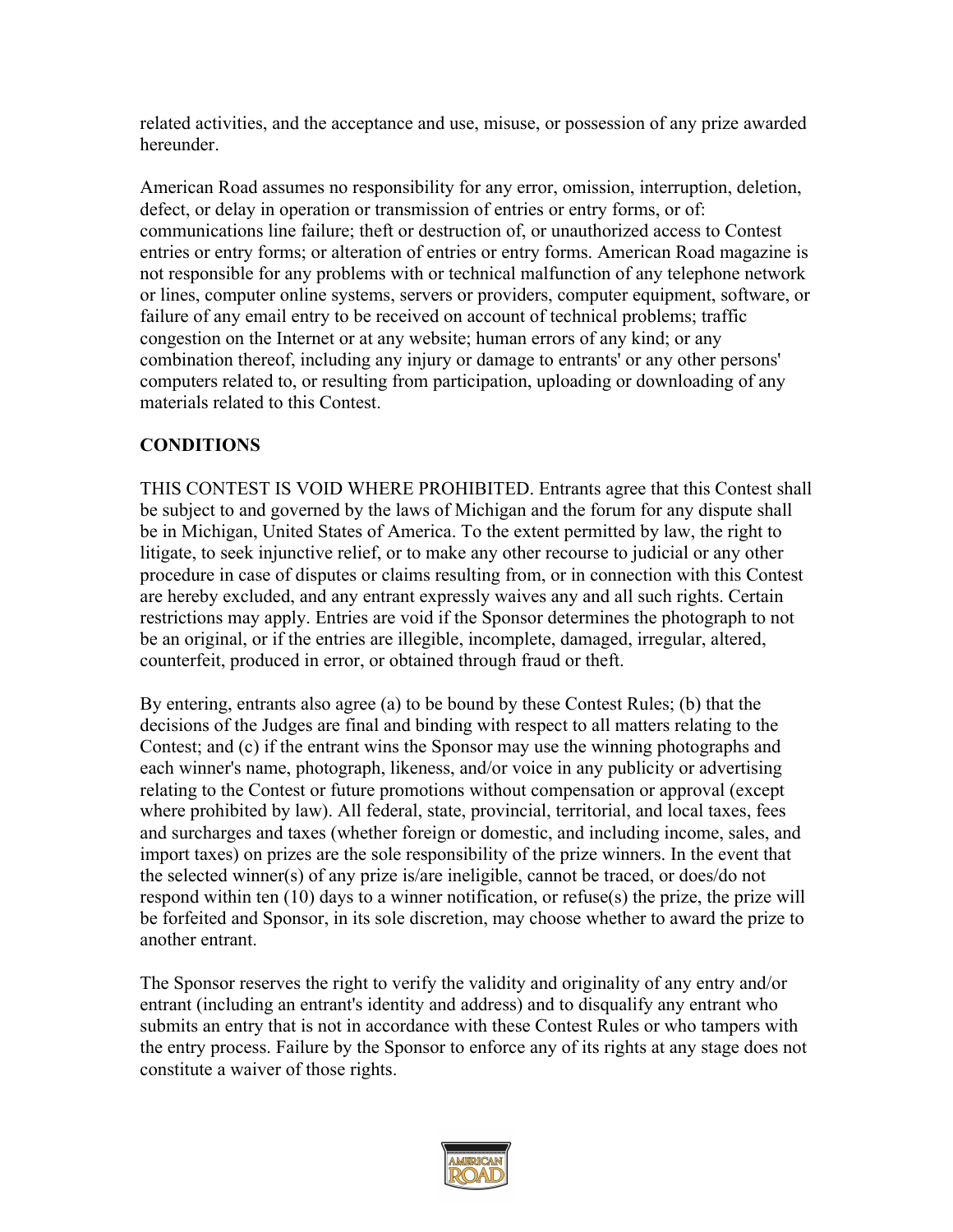related activities, and the acceptance and use, misuse, or possession of any prize awarded hereunder.

American Road assumes no responsibility for any error, omission, interruption, deletion, defect, or delay in operation or transmission of entries or entry forms, or of: communications line failure; theft or destruction of, or unauthorized access to Contest entries or entry forms; or alteration of entries or entry forms. American Road magazine is not responsible for any problems with or technical malfunction of any telephone network or lines, computer online systems, servers or providers, computer equipment, software, or failure of any email entry to be received on account of technical problems; traffic congestion on the Internet or at any website; human errors of any kind; or any combination thereof, including any injury or damage to entrants' or any other persons' computers related to, or resulting from participation, uploading or downloading of any materials related to this Contest.

**CONDITIONS**

THIS CONTEST IS VOID WHERE PROHIBITED. Entrants agree that this Contest shall be subject to and governed by the laws of Michigan and the forum for any dispute shall be in Michigan, United States of America. To the extent permitted by law, the right to litigate, to seek injunctive relief, or to make any other recourse to judicial or any other procedure in case of disputes or claims resulting from, or in connection with this Contest are hereby excluded, and any entrant expressly waives any and all such rights. Certain restrictions may apply. Entries are void if the Sponsor determines the photograph to not be an original, or if the entries are illegible, incomplete, damaged, irregular, altered, counterfeit, produced in error, or obtained through fraud or theft.

By entering, entrants also agree (a) to be bound by these Contest Rules; (b) that the decisions of the Judges are final and binding with respect to all matters relating to the Contest; and (c) if the entrant wins the Sponsor may use the winning photographs and each winner's name, photograph, likeness, and/or voice in any publicity or advertising relating to the Contest or future promotions without compensation or approval (except where prohibited by law). All federal, state, provincial, territorial, and local taxes, fees and surcharges and taxes (whether foreign or domestic, and including income, sales, and import taxes) on prizes are the sole responsibility of the prize winners. In the event that the selected winner(s) of any prize is/are ineligible, cannot be traced, or does/do not respond within ten (10) days to a winner notification, or refuse(s) the prize, the prize will be forfeited and Sponsor, in its sole discretion, may choose whether to award the prize to another entrant.

The Sponsor reserves the right to verify the validity and originality of any entry and/or entrant (including an entrant's identity and address) and to disqualify any entrant who submits an entry that is not in accordance with these Contest Rules or who tampers with the entry process. Failure by the Sponsor to enforce any of its rights at any stage does not constitute a waiver of those rights.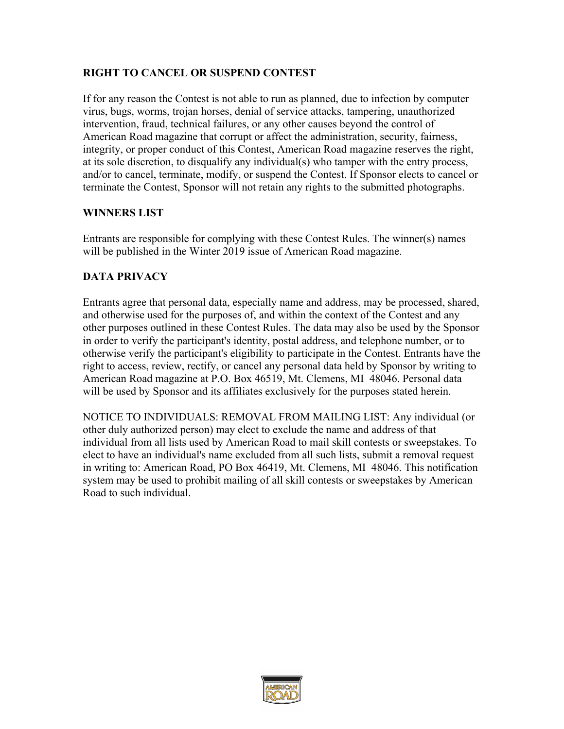**RIGHT TO CANCEL OR SUSPEND CONTEST**

If for any reason the Contest is not able to run as planned, due to infection by computer virus, bugs, worms, trojan horses, denial of service attacks, tampering, unauthorized intervention, fraud, technical failures, or any other causes beyond the control of American Road magazine that corrupt or affect the administration, security, fairness, integrity, or proper conduct of this Contest, American Road magazine reserves the right, at its sole discretion, to disqualify any individual(s) who tamper with the entry process, and/or to cancel, terminate, modify, or suspend the Contest. If Sponsor elects to cancel or terminate the Contest, Sponsor will not retain any rights to the submitted photographs.

**WINNERS LIST**

Entrants are responsible for complying with these Contest Rules. The winner(s) names will be published in the Winter 2019 issue of American Road magazine.

**DATA PRIVACY**

Entrants agree that personal data, especially name and address, may be processed, shared, and otherwise used for the purposes of, and within the context of the Contest and any other purposes outlined in these Contest Rules. The data may also be used by the Sponsor in order to verify the participant's identity, postal address, and telephone number, or to otherwise verify the participant's eligibility to participate in the Contest. Entrants have the right to access, review, rectify, or cancel any personal data held by Sponsor by writing to American Road magazine at P.O. Box 46519, Mt. Clemens, MI 48046. Personal data will be used by Sponsor and its affiliates exclusively for the purposes stated herein.

NOTICE TO INDIVIDUALS: REMOVAL FROM MAILING LIST: Any individual (or other duly authorized person) may elect to exclude the name and address of that individual from all lists used by American Road to mail skill contests or sweepstakes. To elect to have an individual's name excluded from all such lists, submit a removal request in writing to: American Road, PO Box 46419, Mt. Clemens, MI 48046. This notification system may be used to prohibit mailing of all skill contests or sweepstakes by American Road to such individual.